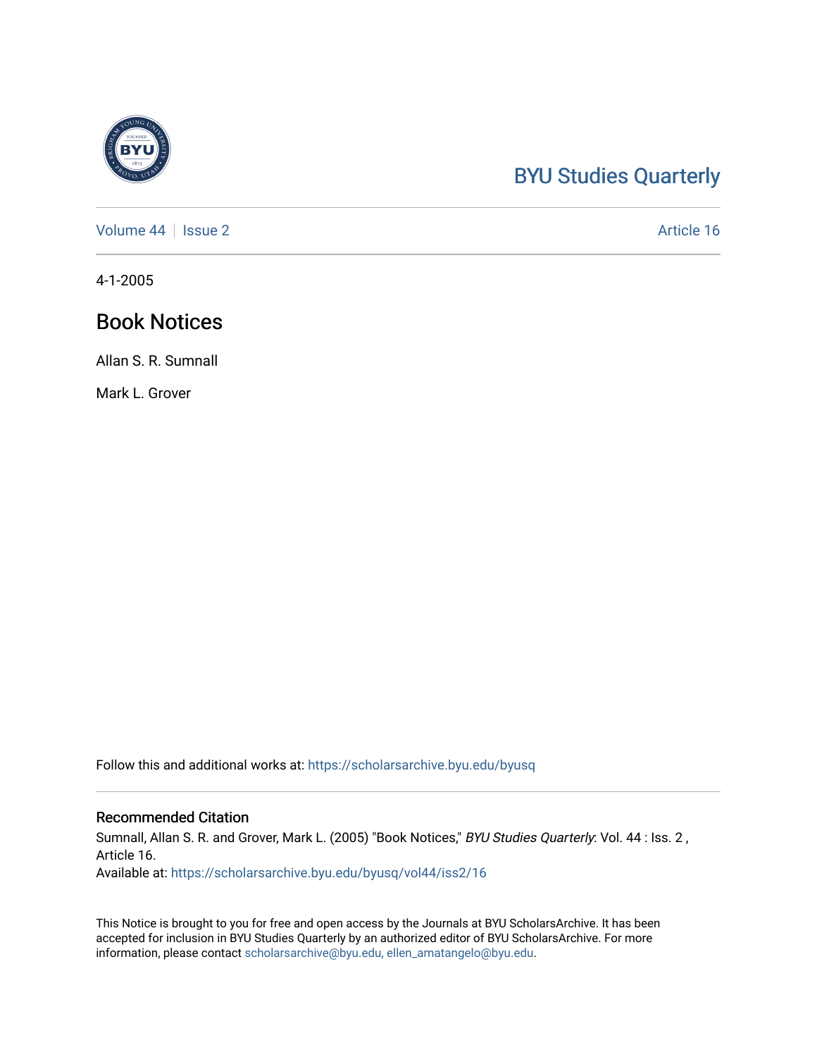BYU Studies Quarterly

Volume 44 | Issue 2 | Article 16

4-1-2005

# Book Notices

Allan S. R. Sumnall

Mark L. Grover

Follow this and additional works at: https://scholarsarchive.byu.edu/byusq

## Recommended Citation

Sumnall, Allan S. R. and Grover, Mark L. (2005) "Book Notices," *BYU Studies Quarterly*: Vol. 44 : Iss. 2 , Article 16.

Available at: https://scholarsarchive.byu.edu/byusq/vol44/iss2/16

This Notice is brought to you for free and open access by the Journals at BYU ScholarsArchive. It has been accepted for inclusion in BYU Studies Quarterly by an authorized editor of BYU ScholarsArchive. For more information, please contact scholarsarchive@byu.edu, ellen_amatangelo@byu.edu.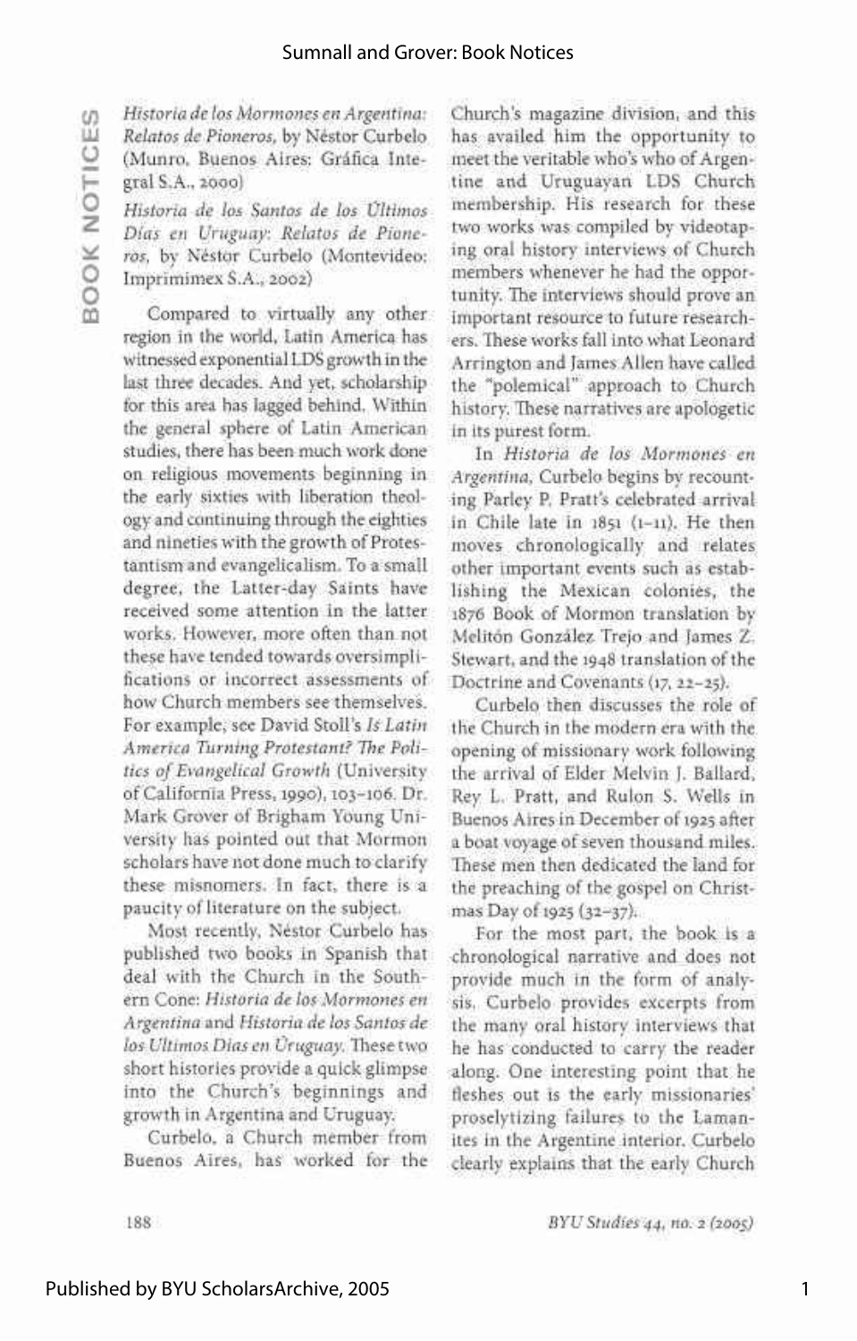*Historia de los Mormones en Argentina: Relatos de Pioneros*, by Néstor Curbelo (Munro, Buenos Aires: Gráfica Integral S.A., 2000)

*Historia de los Santos de los Últimos Días en Uruguay: Relatos de Pioneros*, by Néstor Curbelo (Montevideo: Imprimimex S.A., 2002)

Compared to virtually any other region in the world, Latin America has witnessed exponential LDS growth in the last three decades. And yet, scholarship for this area has lagged behind. Within the general sphere of Latin American studies, there has been much work done on religious movements beginning in the early sixties with liberation theology and continuing through the eighties and nineties with the growth of Protestantism and evangelicalism. To a small degree, the Latter-day Saints have received some attention in the latter works. However, more often than not these have tended towards oversimplifications or incorrect assessments of how Church members see themselves. For example, see David Stoll's *Is Latin America Turning Protestant? The Politics of Evangelical Growth* (University of California Press, 1990), 103–106. Dr. Mark Grover of Brigham Young University has pointed out that Mormon scholars have not done much to clarify these misnomers. In fact, there is a paucity of literature on the subject.

Most recently, Néstor Curbelo has published two books in Spanish that deal with the Church in the Southern Cone: *Historia de los Mormones en Argentina* and *Historia de los Santos de los Últimos Días en Uruguay*. These two short histories provide a quick glimpse into the Church's beginnings and growth in Argentina and Uruguay.

Curbelo, a Church member from Buenos Aires, has worked for the Church's magazine division, and this has availed him the opportunity to meet the veritable who's who of Argentine and Uruguayan LDS Church membership. His research for these two works was compiled by videotaping oral history interviews of Church members whenever he had the opportunity. The interviews should prove an important resource to future researchers. These works fall into what Leonard Arrington and James Allen have called the "polemical" approach to Church history. These narratives are apologetic in its purest form.

In *Historia de los Mormones en Argentina*, Curbelo begins by recounting Parley P. Pratt's celebrated arrival in Chile late in 1851 (1–11). He then moves chronologically and relates other important events such as establishing the Mexican colonies, the 1876 Book of Mormon translation by Melitón González Trejo and James Z. Stewart, and the 1948 translation of the Doctrine and Covenants (17, 22–25).

Curbelo then discusses the role of the Church in the modern era with the opening of missionary work following the arrival of Elder Melvin J. Ballard, Rey L. Pratt, and Rulon S. Wells in Buenos Aires in December of 1925 after a boat voyage of seven thousand miles. These men then dedicated the land for the preaching of the gospel on Christmas Day of 1925 (32–37).

For the most part, the book is a chronological narrative and does not provide much in the form of analysis. Curbelo provides excerpts from the many oral history interviews that he has conducted to carry the reader along. One interesting point that he fleshes out is the early missionaries' proselytizing failures to the Lamanites in the Argentine interior. Curbelo clearly explains that the early Church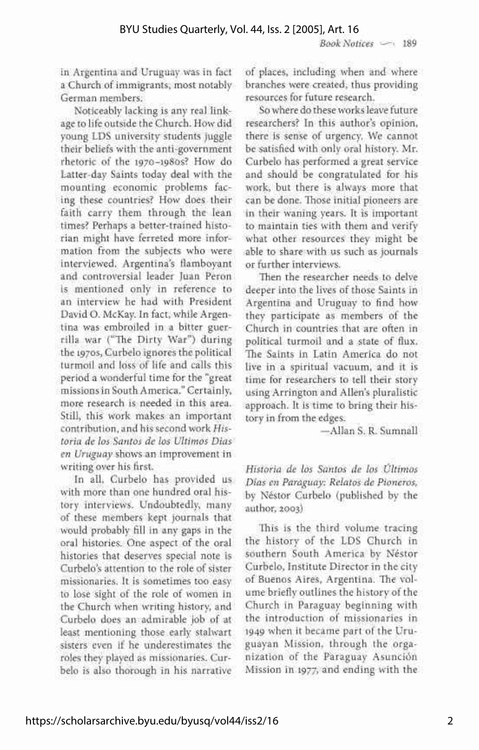in Argentina and Uruguay was in fact a Church of immigrants, most notably German members.

Noticeably lacking is any real linkage to life outside the Church. How did young LDS university students juggle their beliefs with the anti-government rhetoric of the 1970–1980s? How do Latter-day Saints today deal with the mounting economic problems facing these countries? How does their faith carry them through the lean times? Perhaps a better-trained historian might have ferreted more information from the subjects who were interviewed. Argentina's flamboyant and controversial leader Juan Peron is mentioned only in reference to an interview he had with President David O. McKay. In fact, while Argentina was embroiled in a bitter guerrilla war ("The Dirty War") during the 1970s, Curbelo ignores the political turmoil and loss of life and calls this period a wonderful time for the "great missions in South America." Certainly, more research is needed in this area. Still, this work makes an important contribution, and his second work *Historia de los Santos de los Ultimos Dias en Uruguay* shows an improvement in writing over his first.

In all, Curbelo has provided us with more than one hundred oral history interviews. Undoubtedly, many of these members kept journals that would probably fill in any gaps in the oral histories. One aspect of the oral histories that deserves special note is Curbelo's attention to the role of sister missionaries. It is sometimes too easy to lose sight of the role of women in the Church when writing history, and Curbelo does an admirable job of at least mentioning those early stalwart sisters even if he underestimates the roles they played as missionaries. Curbelo is also thorough in his narrative of places, including when and where branches were created, thus providing resources for future research.

So where do these works leave future researchers? In this author's opinion, there is sense of urgency. We cannot be satisfied with only oral history. Mr. Curbelo has performed a great service and should be congratulated for his work, but there is always more that can be done. Those initial pioneers are in their waning years. It is important to maintain ties with them and verify what other resources they might be able to share with us such as journals or further interviews.

Then the researcher needs to delve deeper into the lives of those Saints in Argentina and Uruguay to find how they participate as members of the Church in countries that are often in political turmoil and a state of flux. The Saints in Latin America do not live in a spiritual vacuum, and it is time for researchers to tell their story using Arrington and Allen's pluralistic approach. It is time to bring their history in from the edges.

—Allan S. R. Sumnall

*Historia de los Santos de los Últimos Días en Paraguay: Relatos de Pioneros*, by Néstor Curbelo (published by the author, 2003)

This is the third volume tracing the history of the LDS Church in southern South America by Néstor Curbelo, Institute Director in the city of Buenos Aires, Argentina. The volume briefly outlines the history of the Church in Paraguay beginning with the introduction of missionaries in 1949 when it became part of the Uruguayan Mission, through the organization of the Paraguay Asunción Mission in 1977, and ending with the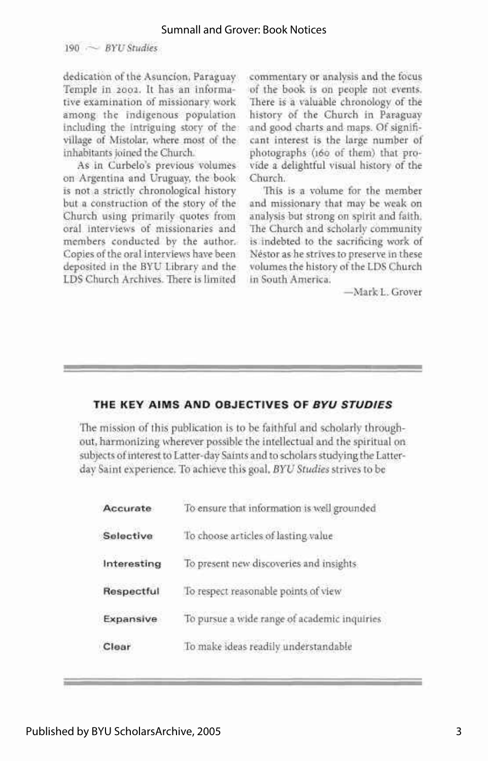dedication of the Asuncion, Paraguay Temple in 2002. It has an informative examination of missionary work among the indigenous population including the intriguing story of the village of Mistolar, where most of the inhabitants joined the Church.

As in Curbelo's previous volumes on Argentina and Uruguay, the book is not a strictly chronological history but a construction of the story of the Church using primarily quotes from oral interviews of missionaries and members conducted by the author. Copies of the oral interviews have been deposited in the BYU Library and the LDS Church Archives. There is limited commentary or analysis and the focus of the book is on people not events. There is a valuable chronology of the history of the Church in Paraguay and good charts and maps. Of significant interest is the large number of photographs (160 of them) that provide a delightful visual history of the Church.

This is a volume for the member and missionary that may be weak on analysis but strong on spirit and faith. The Church and scholarly community is indebted to the sacrificing work of Néstor as he strives to preserve in these volumes the history of the LDS Church in South America.

—Mark L. Grover

---

## THE KEY AIMS AND OBJECTIVES OF *BYU STUDIES*

The mission of this publication is to be faithful and scholarly throughout, harmonizing wherever possible the intellectual and the spiritual on subjects of interest to Latter-day Saints and to scholars studying the Latter-day Saint experience. To achieve this goal, *BYU Studies* strives to be

| | |
|---|---|
| **Accurate** | To ensure that information is well grounded |
| **Selective** | To choose articles of lasting value |
| **Interesting** | To present new discoveries and insights |
| **Respectful** | To respect reasonable points of view |
| **Expansive** | To pursue a wide range of academic inquiries |
| **Clear** | To make ideas readily understandable |